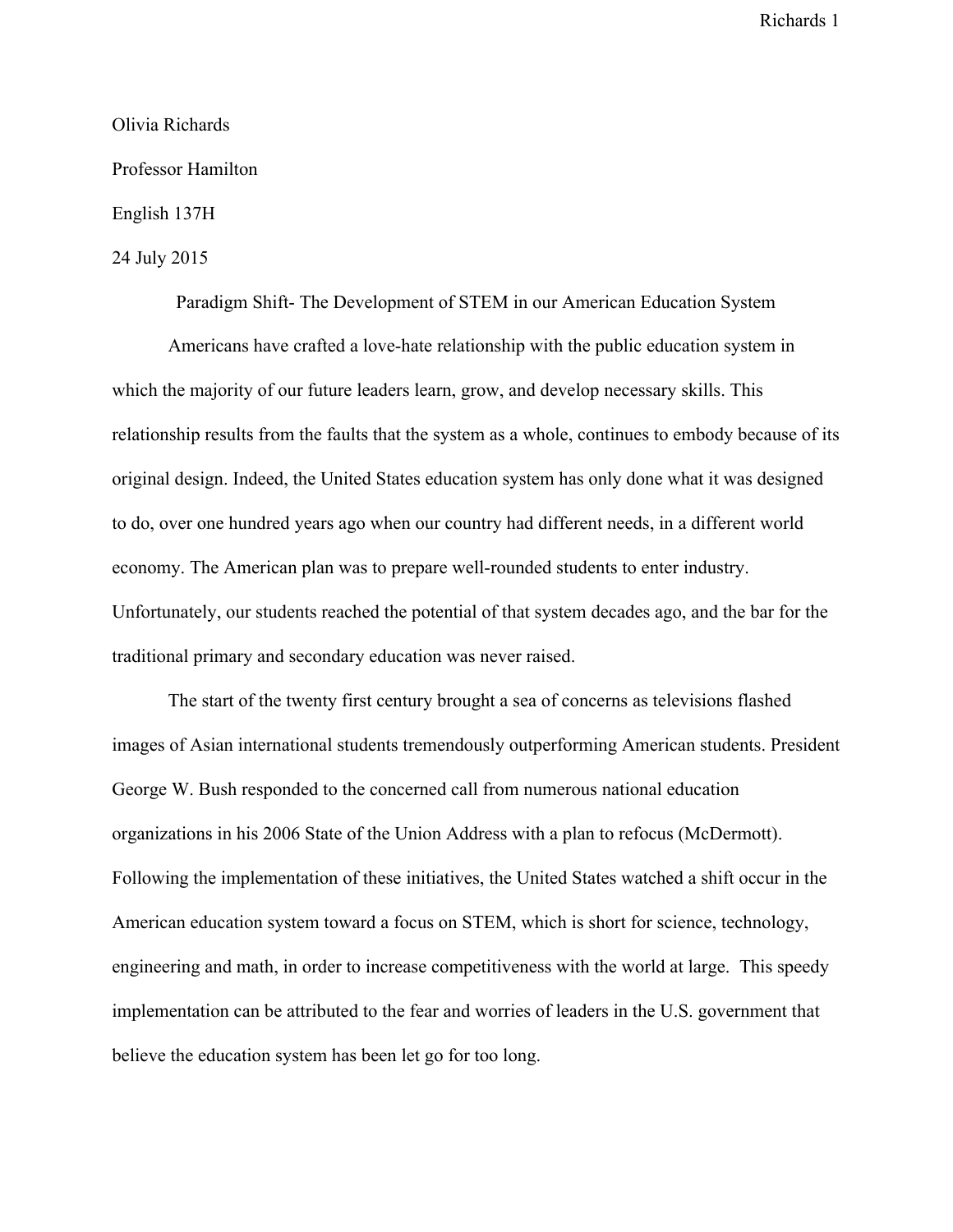Olivia Richards

Professor Hamilton

English 137H

24 July 2015

# Paradigm Shift- The Development of STEM in our American Education System

Americans have crafted a love-hate relationship with the public education system in which the majority of our future leaders learn, grow, and develop necessary skills. This relationship results from the faults that the system as a whole, continues to embody because of its original design. Indeed, the United States education system has only done what it was designed to do, over one hundred years ago when our country had different needs, in a different world economy. The American plan was to prepare well-rounded students to enter industry. Unfortunately, our students reached the potential of that system decades ago, and the bar for the traditional primary and secondary education was never raised.

The start of the twenty first century brought a sea of concerns as televisions flashed images of Asian international students tremendously outperforming American students. President George W. Bush responded to the concerned call from numerous national education organizations in his 2006 State of the Union Address with a plan to refocus (McDermott). Following the implementation of these initiatives, the United States watched a shift occur in the American education system toward a focus on STEM, which is short for science, technology, engineering and math, in order to increase competitiveness with the world at large. This speedy implementation can be attributed to the fear and worries of leaders in the U.S. government that believe the education system has been let go for too long.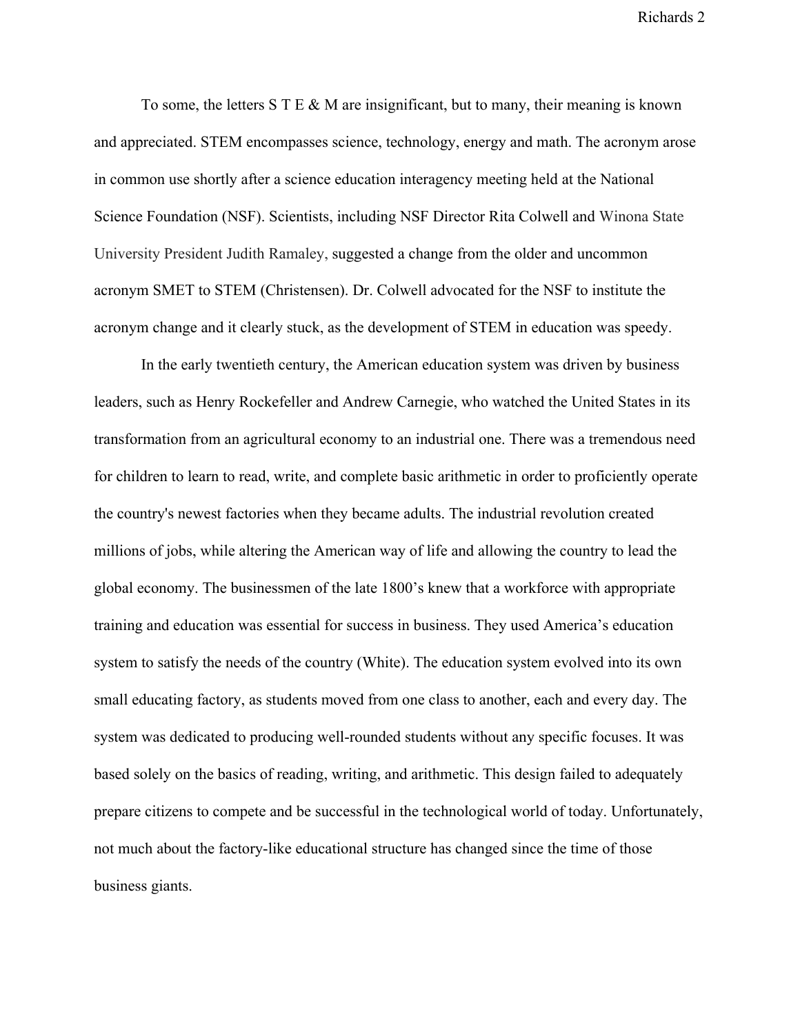To some, the letters S T E & M are insignificant, but to many, their meaning is known and appreciated. STEM encompasses science, technology, energy and math. The acronym arose in common use shortly after a science education interagency meeting held at the National Science Foundation (NSF). Scientists, including NSF Director Rita Colwell and Winona State University President Judith Ramaley, suggested a change from the older and uncommon acronym SMET to STEM (Christensen). Dr. Colwell advocated for the NSF to institute the acronym change and it clearly stuck, as the development of STEM in education was speedy.

In the early twentieth century, the American education system was driven by business leaders, such as Henry Rockefeller and Andrew Carnegie, who watched the United States in its transformation from an agricultural economy to an industrial one. There was a tremendous need for children to learn to read, write, and complete basic arithmetic in order to proficiently operate the country's newest factories when they became adults. The industrial revolution created millions of jobs, while altering the American way of life and allowing the country to lead the global economy. The businessmen of the late 1800's knew that a workforce with appropriate training and education was essential for success in business. They used America's education system to satisfy the needs of the country (White). The education system evolved into its own small educating factory, as students moved from one class to another, each and every day. The system was dedicated to producing well-rounded students without any specific focuses. It was based solely on the basics of reading, writing, and arithmetic. This design failed to adequately prepare citizens to compete and be successful in the technological world of today. Unfortunately, not much about the factory-like educational structure has changed since the time of those business giants.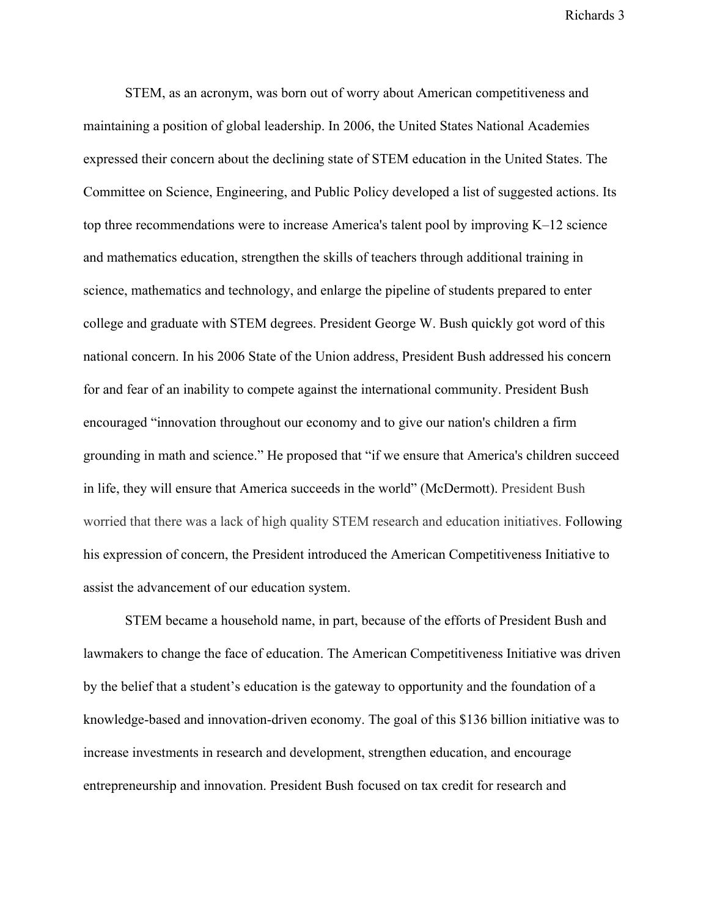STEM, as an acronym, was born out of worry about American competitiveness and maintaining a position of global leadership. In 2006, the United States National Academies expressed their concern about the declining state of STEM education in the United States. The Committee on Science, Engineering, and Public Policy developed a list of suggested actions. Its top three recommendations were to increase America's talent pool by improving K–12 science and mathematics education, strengthen the skills of teachers through additional training in science, mathematics and technology, and enlarge the pipeline of students prepared to enter college and graduate with STEM degrees. President George W. Bush quickly got word of this national concern. In his 2006 State of the Union address, President Bush addressed his concern for and fear of an inability to compete against the international community. President Bush encouraged "innovation throughout our economy and to give our nation's children a firm grounding in math and science." He proposed that "if we ensure that America's children succeed in life, they will ensure that America succeeds in the world" (McDermott). President Bush worried that there was a lack of high quality STEM research and education initiatives. Following his expression of concern, the President introduced the American Competitiveness Initiative to assist the advancement of our education system.

STEM became a household name, in part, because of the efforts of President Bush and lawmakers to change the face of education. The American Competitiveness Initiative was driven by the belief that a student's education is the gateway to opportunity and the foundation of a knowledge-based and innovation-driven economy. The goal of this $136 billion initiative was to increase investments in research and development, strengthen education, and encourage entrepreneurship and innovation. President Bush focused on tax credit for research and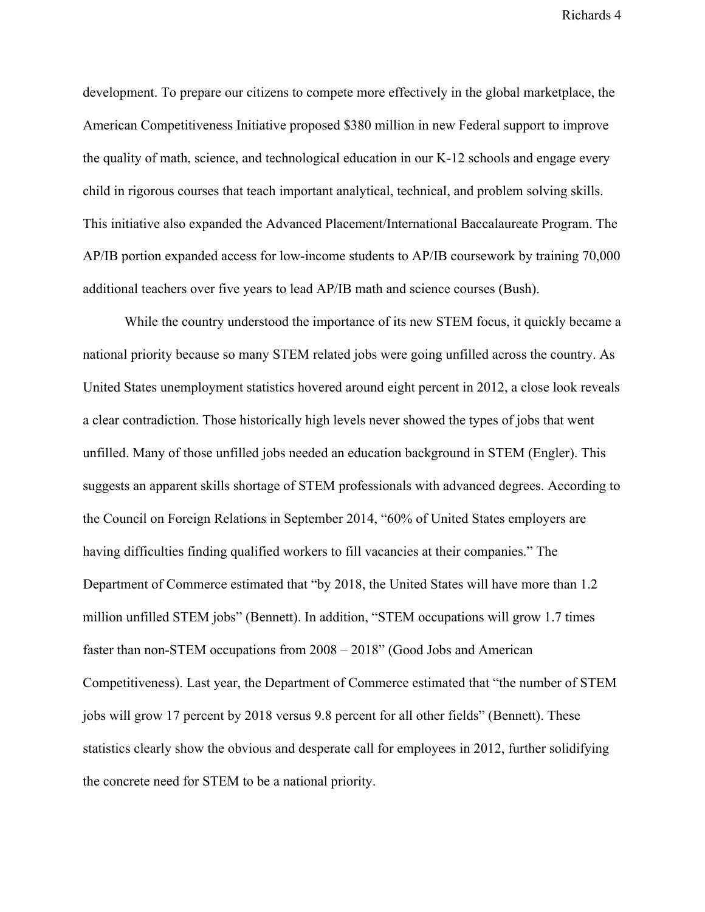development. To prepare our citizens to compete more effectively in the global marketplace, the American Competitiveness Initiative proposed $380 million in new Federal support to improve the quality of math, science, and technological education in our K-12 schools and engage every child in rigorous courses that teach important analytical, technical, and problem solving skills. This initiative also expanded the Advanced Placement/International Baccalaureate Program. The AP/IB portion expanded access for low-income students to AP/IB coursework by training 70,000 additional teachers over five years to lead AP/IB math and science courses (Bush).

While the country understood the importance of its new STEM focus, it quickly became a national priority because so many STEM related jobs were going unfilled across the country. As United States unemployment statistics hovered around eight percent in 2012, a close look reveals a clear contradiction. Those historically high levels never showed the types of jobs that went unfilled. Many of those unfilled jobs needed an education background in STEM (Engler). This suggests an apparent skills shortage of STEM professionals with advanced degrees. According to the Council on Foreign Relations in September 2014, "60% of United States employers are having difficulties finding qualified workers to fill vacancies at their companies." The Department of Commerce estimated that "by 2018, the United States will have more than 1.2 million unfilled STEM jobs" (Bennett). In addition, "STEM occupations will grow 1.7 times faster than non-STEM occupations from 2008 – 2018" (Good Jobs and American Competitiveness). Last year, the Department of Commerce estimated that "the number of STEM jobs will grow 17 percent by 2018 versus 9.8 percent for all other fields" (Bennett). These statistics clearly show the obvious and desperate call for employees in 2012, further solidifying the concrete need for STEM to be a national priority.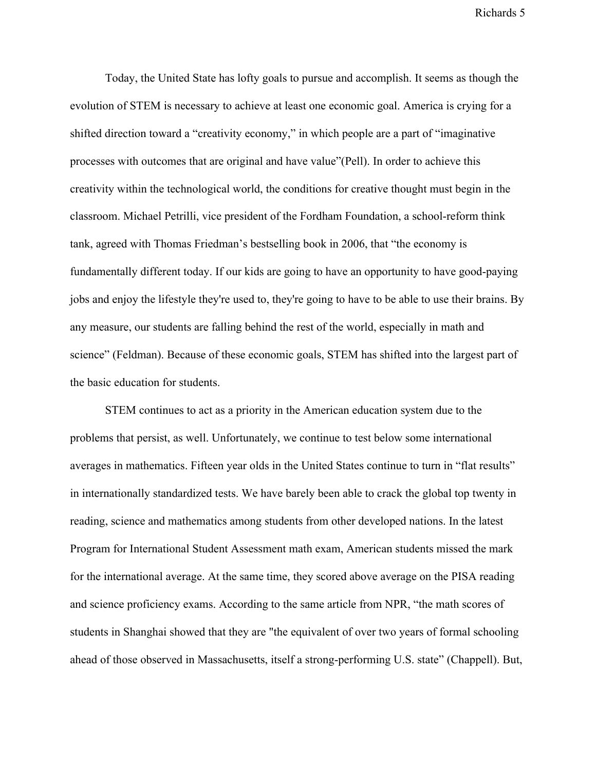Today, the United State has lofty goals to pursue and accomplish. It seems as though the evolution of STEM is necessary to achieve at least one economic goal. America is crying for a shifted direction toward a “creativity economy,” in which people are a part of “imaginative processes with outcomes that are original and have value”(Pell). In order to achieve this creativity within the technological world, the conditions for creative thought must begin in the classroom. Michael Petrilli, vice president of the Fordham Foundation, a school-reform think tank, agreed with Thomas Friedman’s bestselling book in 2006, that “the economy is fundamentally different today. If our kids are going to have an opportunity to have good-paying jobs and enjoy the lifestyle they're used to, they're going to have to be able to use their brains. By any measure, our students are falling behind the rest of the world, especially in math and science” (Feldman). Because of these economic goals, STEM has shifted into the largest part of the basic education for students.

STEM continues to act as a priority in the American education system due to the problems that persist, as well. Unfortunately, we continue to test below some international averages in mathematics. Fifteen year olds in the United States continue to turn in “flat results” in internationally standardized tests. We have barely been able to crack the global top twenty in reading, science and mathematics among students from other developed nations. In the latest Program for International Student Assessment math exam, American students missed the mark for the international average. At the same time, they scored above average on the PISA reading and science proficiency exams. According to the same article from NPR, “the math scores of students in Shanghai showed that they are "the equivalent of over two years of formal schooling ahead of those observed in Massachusetts, itself a strong-performing U.S. state” (Chappell). But,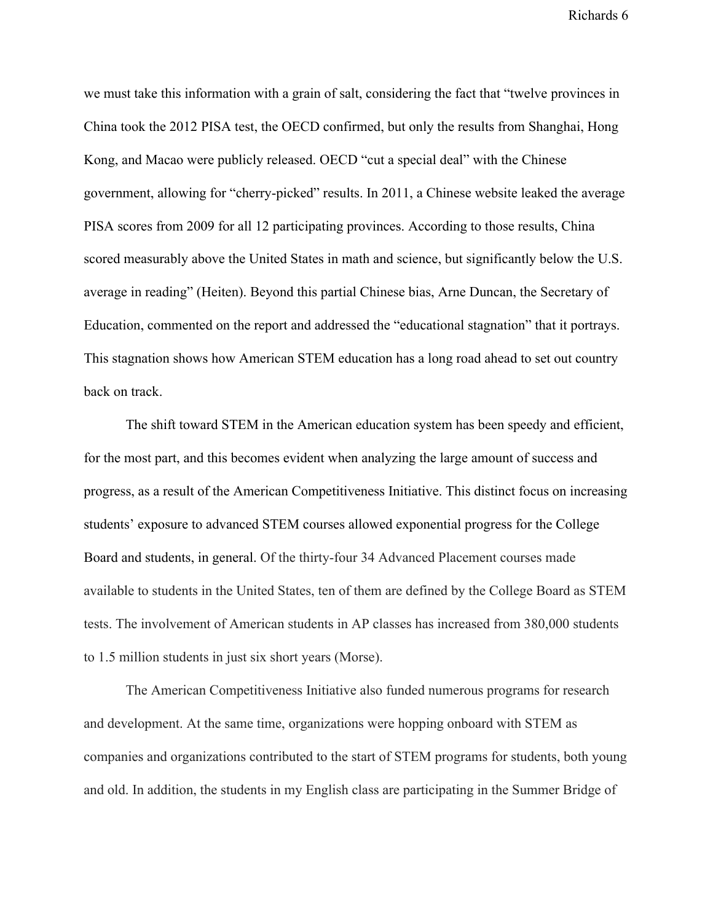we must take this information with a grain of salt, considering the fact that "twelve provinces in China took the 2012 PISA test, the OECD confirmed, but only the results from Shanghai, Hong Kong, and Macao were publicly released. OECD "cut a special deal" with the Chinese government, allowing for "cherry-picked" results. In 2011, a Chinese website leaked the average PISA scores from 2009 for all 12 participating provinces. According to those results, China scored measurably above the United States in math and science, but significantly below the U.S. average in reading" (Heiten). Beyond this partial Chinese bias, Arne Duncan, the Secretary of Education, commented on the report and addressed the "educational stagnation" that it portrays. This stagnation shows how American STEM education has a long road ahead to set out country back on track.

The shift toward STEM in the American education system has been speedy and efficient, for the most part, and this becomes evident when analyzing the large amount of success and progress, as a result of the American Competitiveness Initiative. This distinct focus on increasing students' exposure to advanced STEM courses allowed exponential progress for the College Board and students, in general. Of the thirty-four 34 Advanced Placement courses made available to students in the United States, ten of them are defined by the College Board as STEM tests. The involvement of American students in AP classes has increased from 380,000 students to 1.5 million students in just six short years (Morse).

The American Competitiveness Initiative also funded numerous programs for research and development. At the same time, organizations were hopping onboard with STEM as companies and organizations contributed to the start of STEM programs for students, both young and old. In addition, the students in my English class are participating in the Summer Bridge of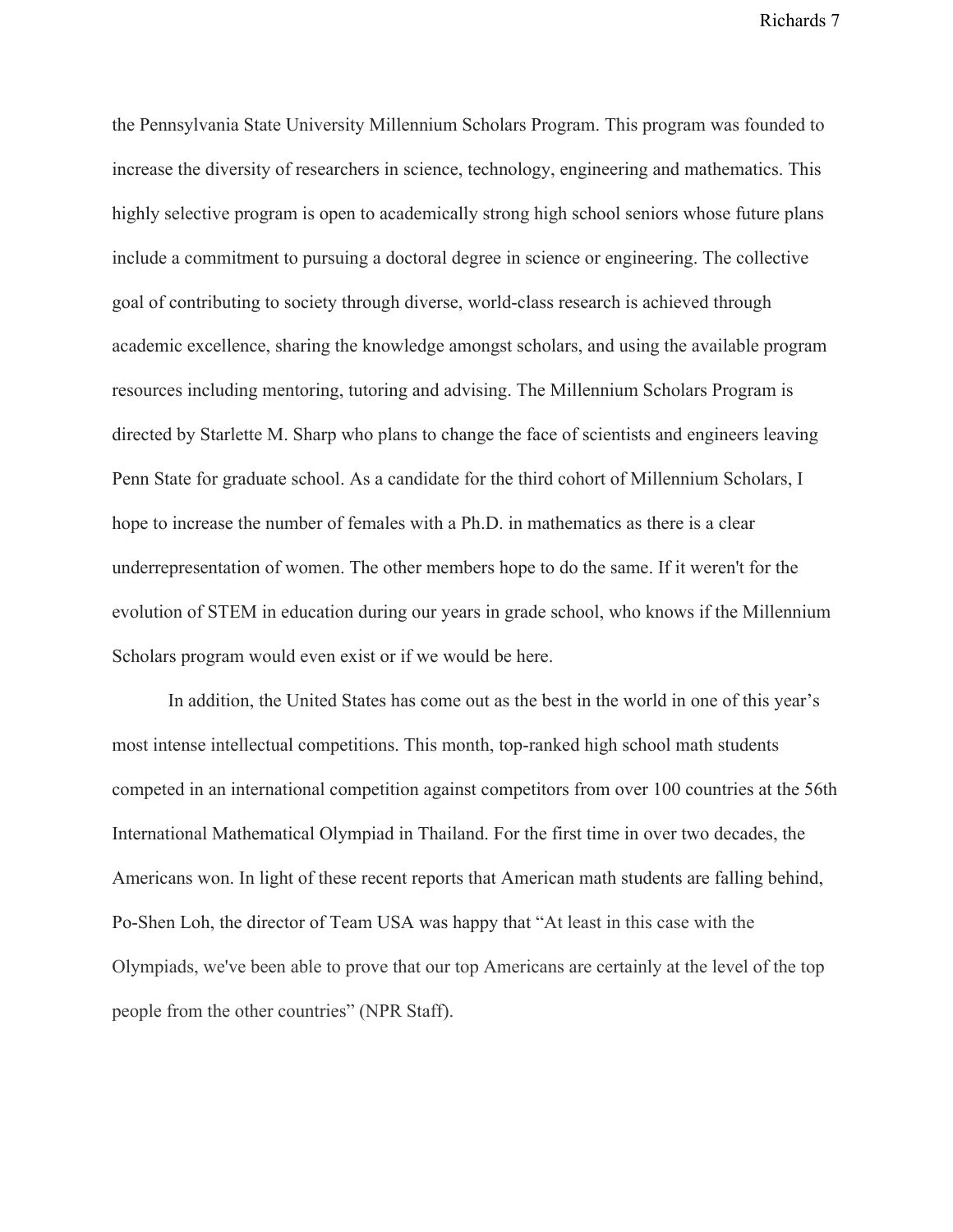the Pennsylvania State University Millennium Scholars Program. This program was founded to increase the diversity of researchers in science, technology, engineering and mathematics. This highly selective program is open to academically strong high school seniors whose future plans include a commitment to pursuing a doctoral degree in science or engineering. The collective goal of contributing to society through diverse, world-class research is achieved through academic excellence, sharing the knowledge amongst scholars, and using the available program resources including mentoring, tutoring and advising. The Millennium Scholars Program is directed by Starlette M. Sharp who plans to change the face of scientists and engineers leaving Penn State for graduate school. As a candidate for the third cohort of Millennium Scholars, I hope to increase the number of females with a Ph.D. in mathematics as there is a clear underrepresentation of women. The other members hope to do the same. If it weren't for the evolution of STEM in education during our years in grade school, who knows if the Millennium Scholars program would even exist or if we would be here.

In addition, the United States has come out as the best in the world in one of this year's most intense intellectual competitions. This month, top-ranked high school math students competed in an international competition against competitors from over 100 countries at the 56th International Mathematical Olympiad in Thailand. For the first time in over two decades, the Americans won. In light of these recent reports that American math students are falling behind, Po-Shen Loh, the director of Team USA was happy that "At least in this case with the Olympiads, we've been able to prove that our top Americans are certainly at the level of the top people from the other countries" (NPR Staff).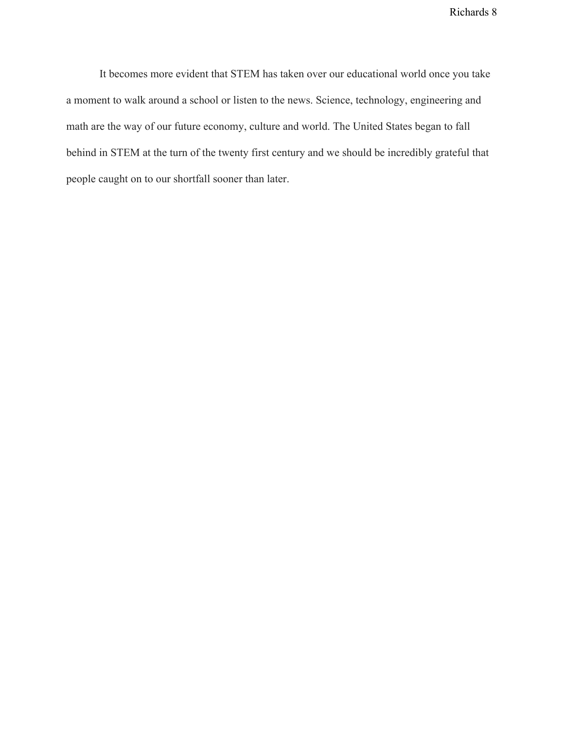It becomes more evident that STEM has taken over our educational world once you take a moment to walk around a school or listen to the news. Science, technology, engineering and math are the way of our future economy, culture and world. The United States began to fall behind in STEM at the turn of the twenty first century and we should be incredibly grateful that people caught on to our shortfall sooner than later.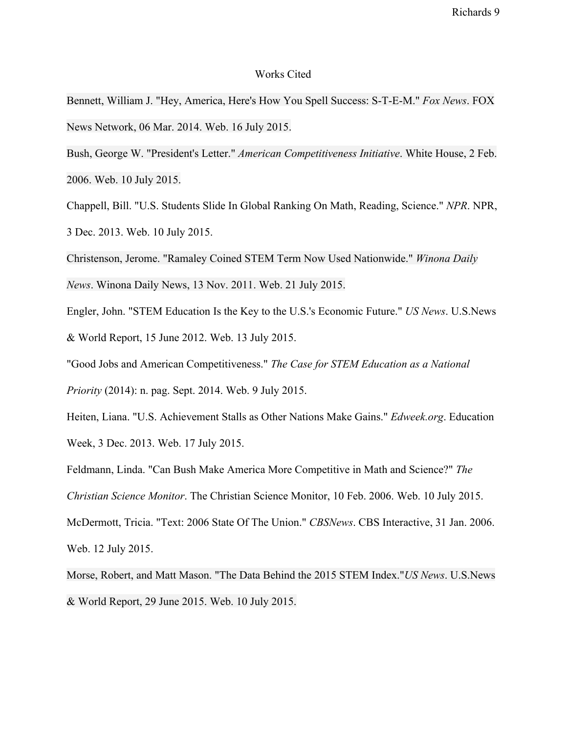# Works Cited

Bennett, William J. "Hey, America, Here's How You Spell Success: S-T-E-M." *Fox News*. FOX News Network, 06 Mar. 2014. Web. 16 July 2015.

Bush, George W. "President's Letter." *American Competitiveness Initiative*. White House, 2 Feb. 2006. Web. 10 July 2015.

Chappell, Bill. "U.S. Students Slide In Global Ranking On Math, Reading, Science." *NPR*. NPR, 3 Dec. 2013. Web. 10 July 2015.

Christenson, Jerome. "Ramaley Coined STEM Term Now Used Nationwide." *Winona Daily News*. Winona Daily News, 13 Nov. 2011. Web. 21 July 2015.

Engler, John. "STEM Education Is the Key to the U.S.'s Economic Future." *US News*. U.S.News & World Report, 15 June 2012. Web. 13 July 2015.

"Good Jobs and American Competitiveness." *The Case for STEM Education as a National Priority* (2014): n. pag. Sept. 2014. Web. 9 July 2015.

Heiten, Liana. "U.S. Achievement Stalls as Other Nations Make Gains." *Edweek.org*. Education Week, 3 Dec. 2013. Web. 17 July 2015.

Feldmann, Linda. "Can Bush Make America More Competitive in Math and Science?" *The Christian Science Monitor*. The Christian Science Monitor, 10 Feb. 2006. Web. 10 July 2015.

McDermott, Tricia. "Text: 2006 State Of The Union." *CBSNews*. CBS Interactive, 31 Jan. 2006. Web. 12 July 2015.

Morse, Robert, and Matt Mason. "The Data Behind the 2015 STEM Index."*US News*. U.S.News & World Report, 29 June 2015. Web. 10 July 2015.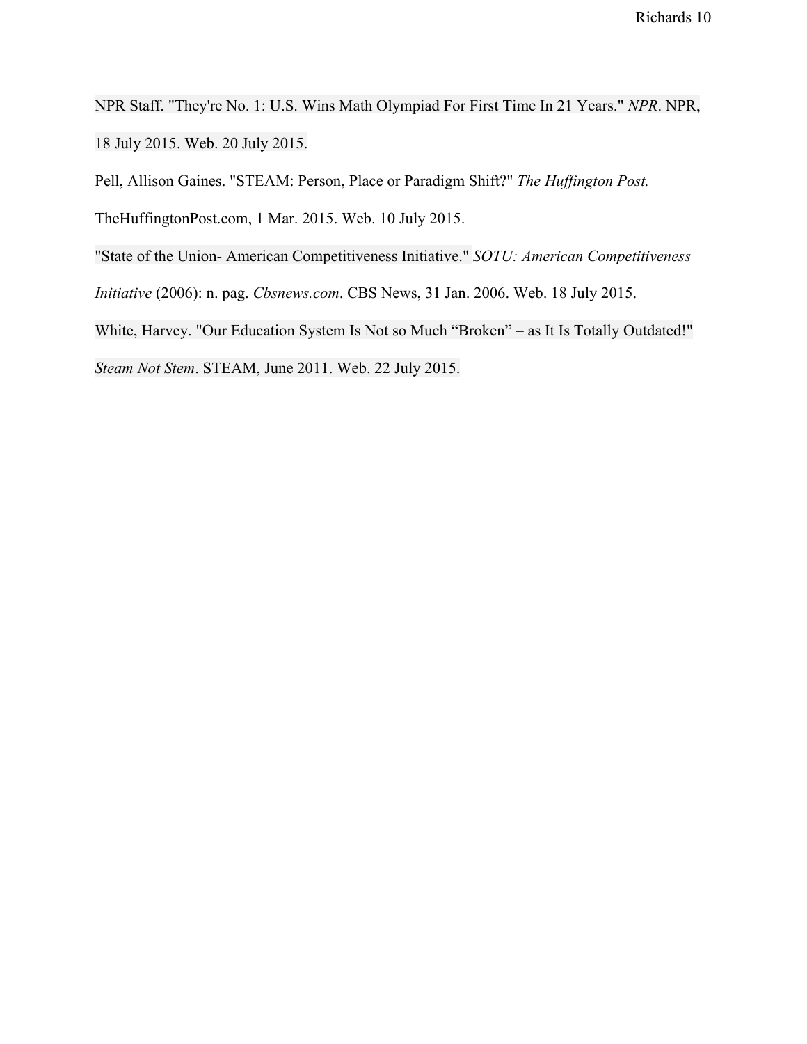NPR Staff. "They're No. 1: U.S. Wins Math Olympiad For First Time In 21 Years." *NPR*. NPR, 18 July 2015. Web. 20 July 2015.

Pell, Allison Gaines. "STEAM: Person, Place or Paradigm Shift?" *The Huffington Post.* TheHuffingtonPost.com, 1 Mar. 2015. Web. 10 July 2015.

"State of the Union- American Competitiveness Initiative." *SOTU: American Competitiveness Initiative* (2006): n. pag. *Cbsnews.com*. CBS News, 31 Jan. 2006. Web. 18 July 2015.

White, Harvey. "Our Education System Is Not so Much “Broken” – as It Is Totally Outdated!" *Steam Not Stem*. STEAM, June 2011. Web. 22 July 2015.